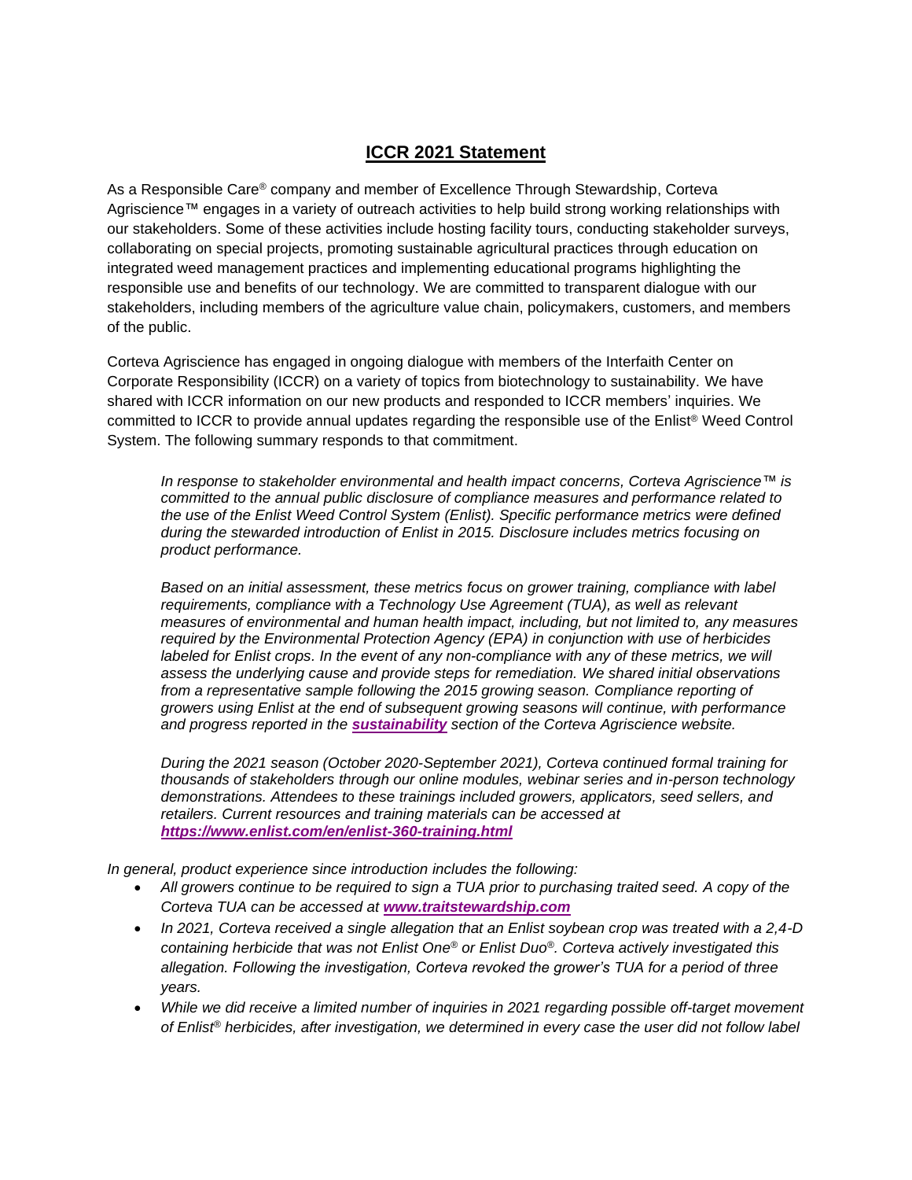# **ICCR 2021 Statement**

As a Responsible Care® company and member of Excellence Through Stewardship, Corteva Agriscience™ engages in a variety of outreach activities to help build strong working relationships with our stakeholders. Some of these activities include hosting facility tours, conducting stakeholder surveys, collaborating on special projects, promoting sustainable agricultural practices through education on integrated weed management practices and implementing educational programs highlighting the responsible use and benefits of our technology. We are committed to transparent dialogue with our stakeholders, including members of the agriculture value chain, policymakers, customers, and members of the public.

Corteva Agriscience has engaged in ongoing dialogue with members of the Interfaith Center on Corporate Responsibility (ICCR) on a variety of topics from biotechnology to sustainability. We have shared with ICCR information on our new products and responded to ICCR members' inquiries. We committed to ICCR to provide annual updates regarding the responsible use of the Enlist® Weed Control System. The following summary responds to that commitment.

> *In response to stakeholder environmental and health impact concerns, Corteva Agriscience™ is committed to the annual public disclosure of compliance measures and performance related to the use of the Enlist Weed Control System (Enlist). Specific performance metrics were defined during the stewarded introduction of Enlist in 2015. Disclosure includes metrics focusing on product performance.*
>
> *Based on an initial assessment, these metrics focus on grower training, compliance with label requirements, compliance with a Technology Use Agreement (TUA), as well as relevant measures of environmental and human health impact, including, but not limited to, any measures required by the Environmental Protection Agency (EPA) in conjunction with use of herbicides labeled for Enlist crops. In the event of any non-compliance with any of these metrics, we will assess the underlying cause and provide steps for remediation. We shared initial observations from a representative sample following the 2015 growing season. Compliance reporting of growers using Enlist at the end of subsequent growing seasons will continue, with performance and progress reported in the **sustainability** section of the Corteva Agriscience website.*
>
> *During the 2021 season (October 2020-September 2021), Corteva continued formal training for thousands of stakeholders through our online modules, webinar series and in-person technology demonstrations. Attendees to these trainings included growers, applicators, seed sellers, and retailers. Current resources and training materials can be accessed at **https://www.enlist.com/en/enlist-360-training.html***

*In general, product experience since introduction includes the following:*

- *All growers continue to be required to sign a TUA prior to purchasing traited seed. A copy of the Corteva TUA can be accessed at **www.traitstewardship.com***
- *In 2021, Corteva received a single allegation that an Enlist soybean crop was treated with a 2,4-D containing herbicide that was not Enlist One® or Enlist Duo®. Corteva actively investigated this allegation. Following the investigation, Corteva revoked the grower's TUA for a period of three years.*
- *While we did receive a limited number of inquiries in 2021 regarding possible off-target movement of Enlist® herbicides, after investigation, we determined in every case the user did not follow label*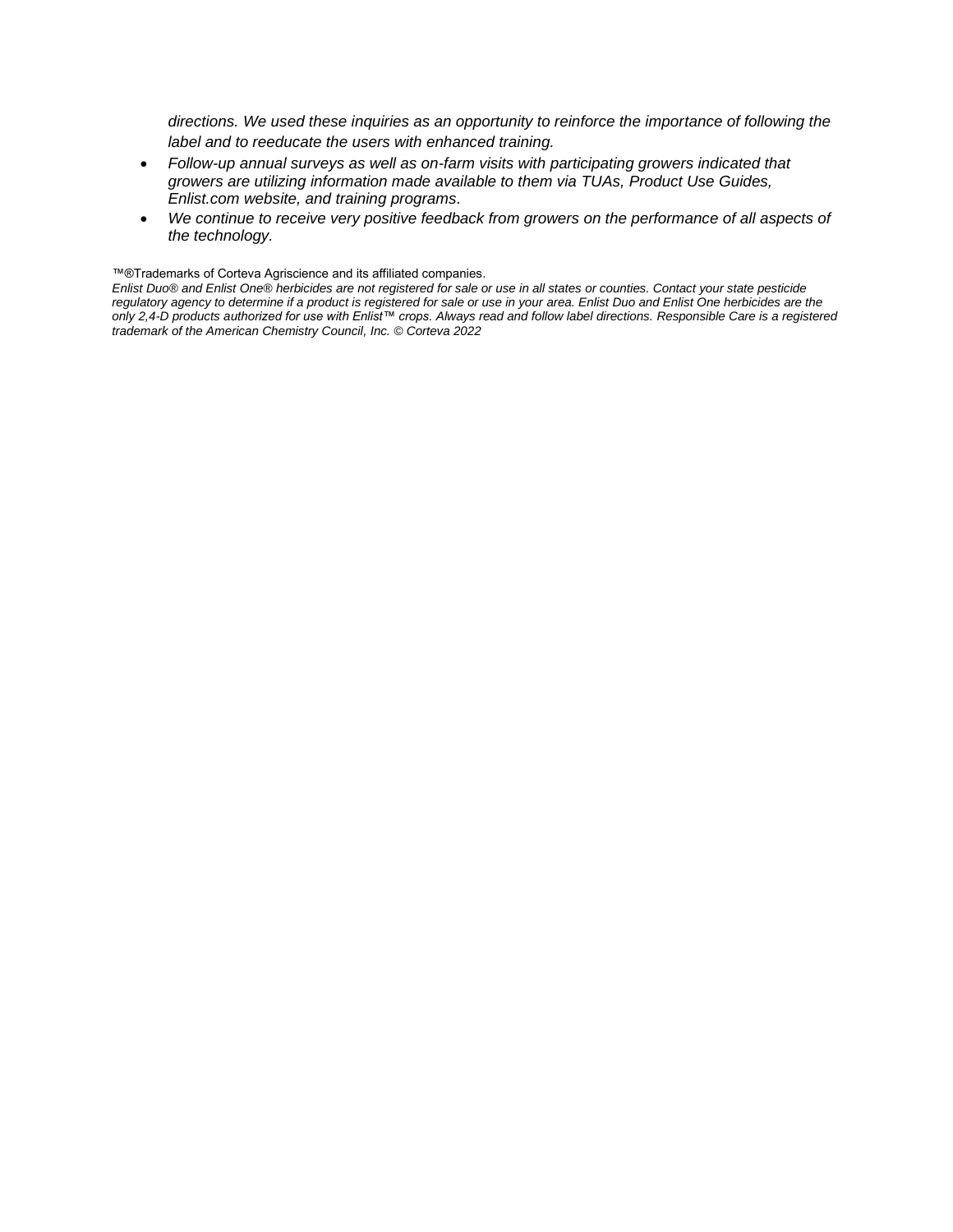*directions. We used these inquiries as an opportunity to reinforce the importance of following the label and to reeducate the users with enhanced training.*

- *Follow-up annual surveys as well as on-farm visits with participating growers indicated that growers are utilizing information made available to them via TUAs, Product Use Guides, Enlist.com website, and training programs.*
- *We continue to receive very positive feedback from growers on the performance of all aspects of the technology.*

™®Trademarks of Corteva Agriscience and its affiliated companies.
*Enlist Duo® and Enlist One® herbicides are not registered for sale or use in all states or counties. Contact your state pesticide regulatory agency to determine if a product is registered for sale or use in your area. Enlist Duo and Enlist One herbicides are the only 2,4-D products authorized for use with Enlist™ crops. Always read and follow label directions. Responsible Care is a registered trademark of the American Chemistry Council, Inc. © Corteva 2022*